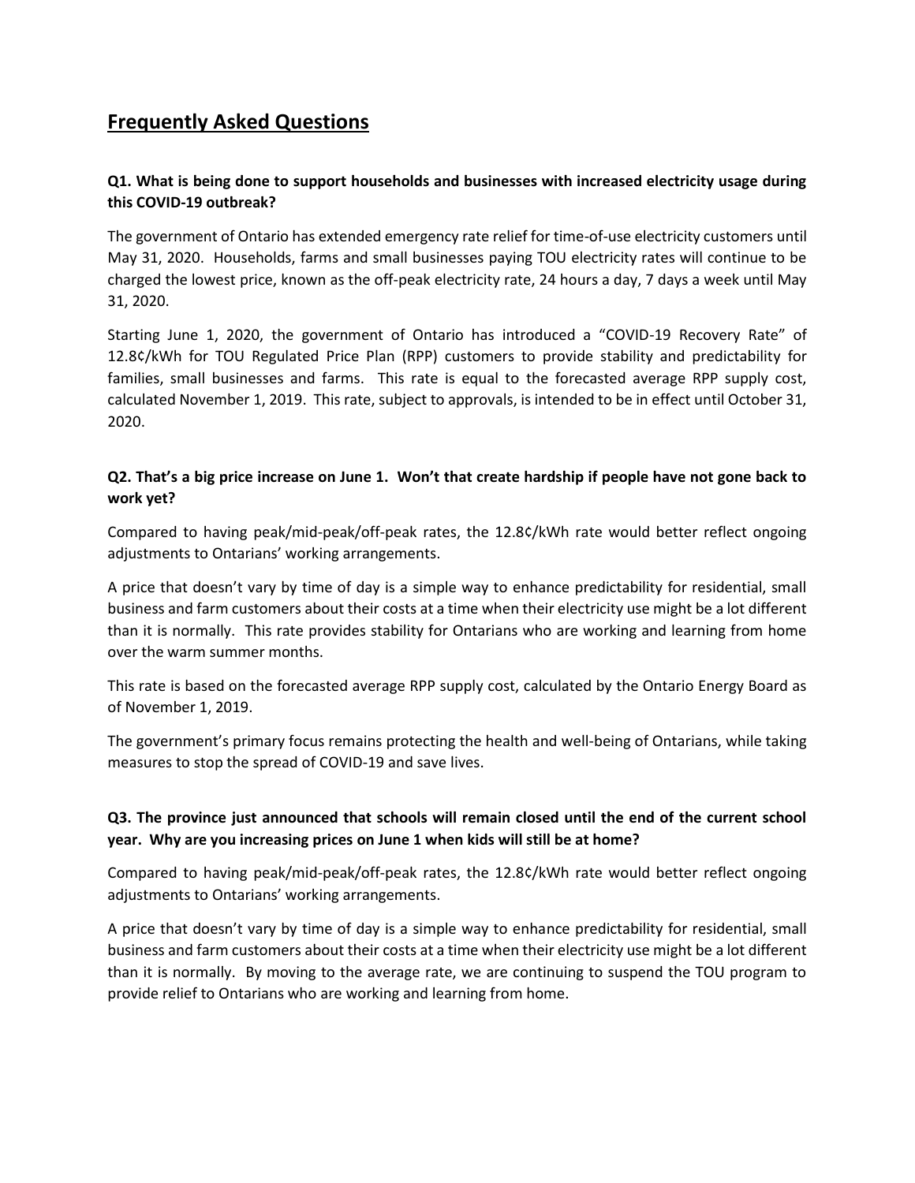# Frequently Asked Questions

**Q1. What is being done to support households and businesses with increased electricity usage during this COVID-19 outbreak?**

The government of Ontario has extended emergency rate relief for time-of-use electricity customers until May 31, 2020. Households, farms and small businesses paying TOU electricity rates will continue to be charged the lowest price, known as the off-peak electricity rate, 24 hours a day, 7 days a week until May 31, 2020.

Starting June 1, 2020, the government of Ontario has introduced a "COVID-19 Recovery Rate" of 12.8¢/kWh for TOU Regulated Price Plan (RPP) customers to provide stability and predictability for families, small businesses and farms. This rate is equal to the forecasted average RPP supply cost, calculated November 1, 2019. This rate, subject to approvals, is intended to be in effect until October 31, 2020.

**Q2. That's a big price increase on June 1. Won't that create hardship if people have not gone back to work yet?**

Compared to having peak/mid-peak/off-peak rates, the 12.8¢/kWh rate would better reflect ongoing adjustments to Ontarians' working arrangements.

A price that doesn't vary by time of day is a simple way to enhance predictability for residential, small business and farm customers about their costs at a time when their electricity use might be a lot different than it is normally. This rate provides stability for Ontarians who are working and learning from home over the warm summer months.

This rate is based on the forecasted average RPP supply cost, calculated by the Ontario Energy Board as of November 1, 2019.

The government's primary focus remains protecting the health and well-being of Ontarians, while taking measures to stop the spread of COVID-19 and save lives.

**Q3. The province just announced that schools will remain closed until the end of the current school year. Why are you increasing prices on June 1 when kids will still be at home?**

Compared to having peak/mid-peak/off-peak rates, the 12.8¢/kWh rate would better reflect ongoing adjustments to Ontarians' working arrangements.

A price that doesn't vary by time of day is a simple way to enhance predictability for residential, small business and farm customers about their costs at a time when their electricity use might be a lot different than it is normally. By moving to the average rate, we are continuing to suspend the TOU program to provide relief to Ontarians who are working and learning from home.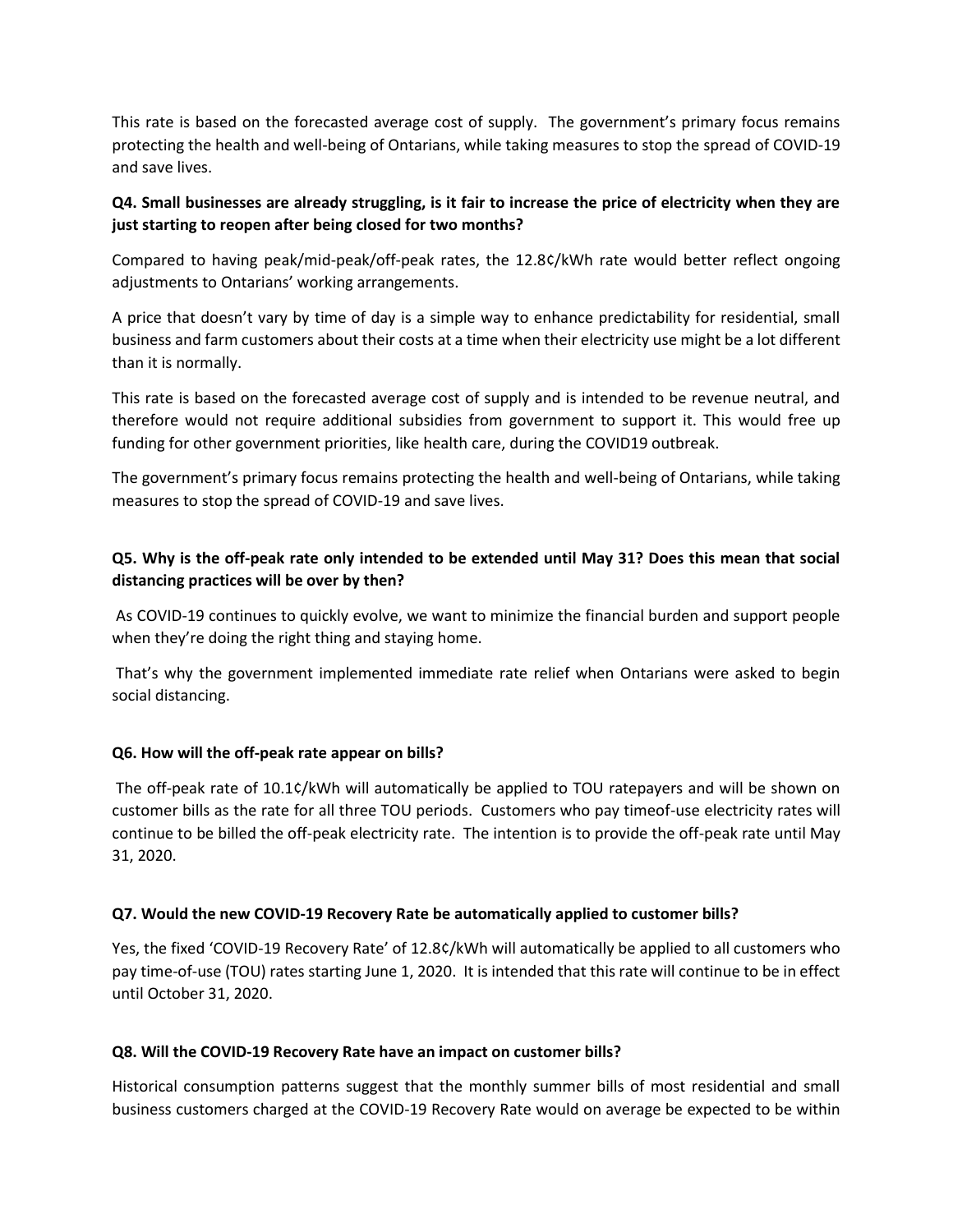This rate is based on the forecasted average cost of supply. The government's primary focus remains protecting the health and well-being of Ontarians, while taking measures to stop the spread of COVID-19 and save lives.

**Q4. Small businesses are already struggling, is it fair to increase the price of electricity when they are just starting to reopen after being closed for two months?**

Compared to having peak/mid-peak/off-peak rates, the 12.8¢/kWh rate would better reflect ongoing adjustments to Ontarians' working arrangements.

A price that doesn't vary by time of day is a simple way to enhance predictability for residential, small business and farm customers about their costs at a time when their electricity use might be a lot different than it is normally.

This rate is based on the forecasted average cost of supply and is intended to be revenue neutral, and therefore would not require additional subsidies from government to support it. This would free up funding for other government priorities, like health care, during the COVID19 outbreak.

The government's primary focus remains protecting the health and well-being of Ontarians, while taking measures to stop the spread of COVID-19 and save lives.

**Q5. Why is the off-peak rate only intended to be extended until May 31? Does this mean that social distancing practices will be over by then?**

As COVID-19 continues to quickly evolve, we want to minimize the financial burden and support people when they're doing the right thing and staying home.

That's why the government implemented immediate rate relief when Ontarians were asked to begin social distancing.

**Q6. How will the off-peak rate appear on bills?**

The off-peak rate of 10.1¢/kWh will automatically be applied to TOU ratepayers and will be shown on customer bills as the rate for all three TOU periods. Customers who pay timeof-use electricity rates will continue to be billed the off-peak electricity rate. The intention is to provide the off-peak rate until May 31, 2020.

**Q7. Would the new COVID-19 Recovery Rate be automatically applied to customer bills?**

Yes, the fixed 'COVID-19 Recovery Rate' of 12.8¢/kWh will automatically be applied to all customers who pay time-of-use (TOU) rates starting June 1, 2020. It is intended that this rate will continue to be in effect until October 31, 2020.

**Q8. Will the COVID-19 Recovery Rate have an impact on customer bills?**

Historical consumption patterns suggest that the monthly summer bills of most residential and small business customers charged at the COVID-19 Recovery Rate would on average be expected to be within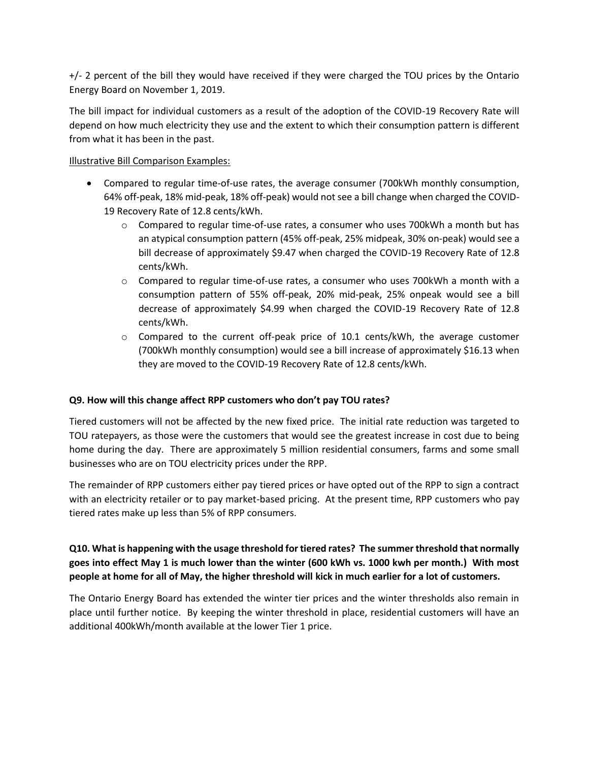+/- 2 percent of the bill they would have received if they were charged the TOU prices by the Ontario Energy Board on November 1, 2019.

The bill impact for individual customers as a result of the adoption of the COVID-19 Recovery Rate will depend on how much electricity they use and the extent to which their consumption pattern is different from what it has been in the past.

Illustrative Bill Comparison Examples:

- Compared to regular time-of-use rates, the average consumer (700kWh monthly consumption, 64% off-peak, 18% mid-peak, 18% off-peak) would not see a bill change when charged the COVID-19 Recovery Rate of 12.8 cents/kWh.
  - Compared to regular time-of-use rates, a consumer who uses 700kWh a month but has an atypical consumption pattern (45% off-peak, 25% midpeak, 30% on-peak) would see a bill decrease of approximately $9.47 when charged the COVID-19 Recovery Rate of 12.8 cents/kWh.
  - Compared to regular time-of-use rates, a consumer who uses 700kWh a month with a consumption pattern of 55% off-peak, 20% mid-peak, 25% onpeak would see a bill decrease of approximately $4.99 when charged the COVID-19 Recovery Rate of 12.8 cents/kWh.
  - Compared to the current off-peak price of 10.1 cents/kWh, the average customer (700kWh monthly consumption) would see a bill increase of approximately $16.13 when they are moved to the COVID-19 Recovery Rate of 12.8 cents/kWh.

**Q9. How will this change affect RPP customers who don't pay TOU rates?**

Tiered customers will not be affected by the new fixed price. The initial rate reduction was targeted to TOU ratepayers, as those were the customers that would see the greatest increase in cost due to being home during the day. There are approximately 5 million residential consumers, farms and some small businesses who are on TOU electricity prices under the RPP.

The remainder of RPP customers either pay tiered prices or have opted out of the RPP to sign a contract with an electricity retailer or to pay market-based pricing. At the present time, RPP customers who pay tiered rates make up less than 5% of RPP consumers.

**Q10. What is happening with the usage threshold for tiered rates? The summer threshold that normally goes into effect May 1 is much lower than the winter (600 kWh vs. 1000 kwh per month.) With most people at home for all of May, the higher threshold will kick in much earlier for a lot of customers.**

The Ontario Energy Board has extended the winter tier prices and the winter thresholds also remain in place until further notice. By keeping the winter threshold in place, residential customers will have an additional 400kWh/month available at the lower Tier 1 price.